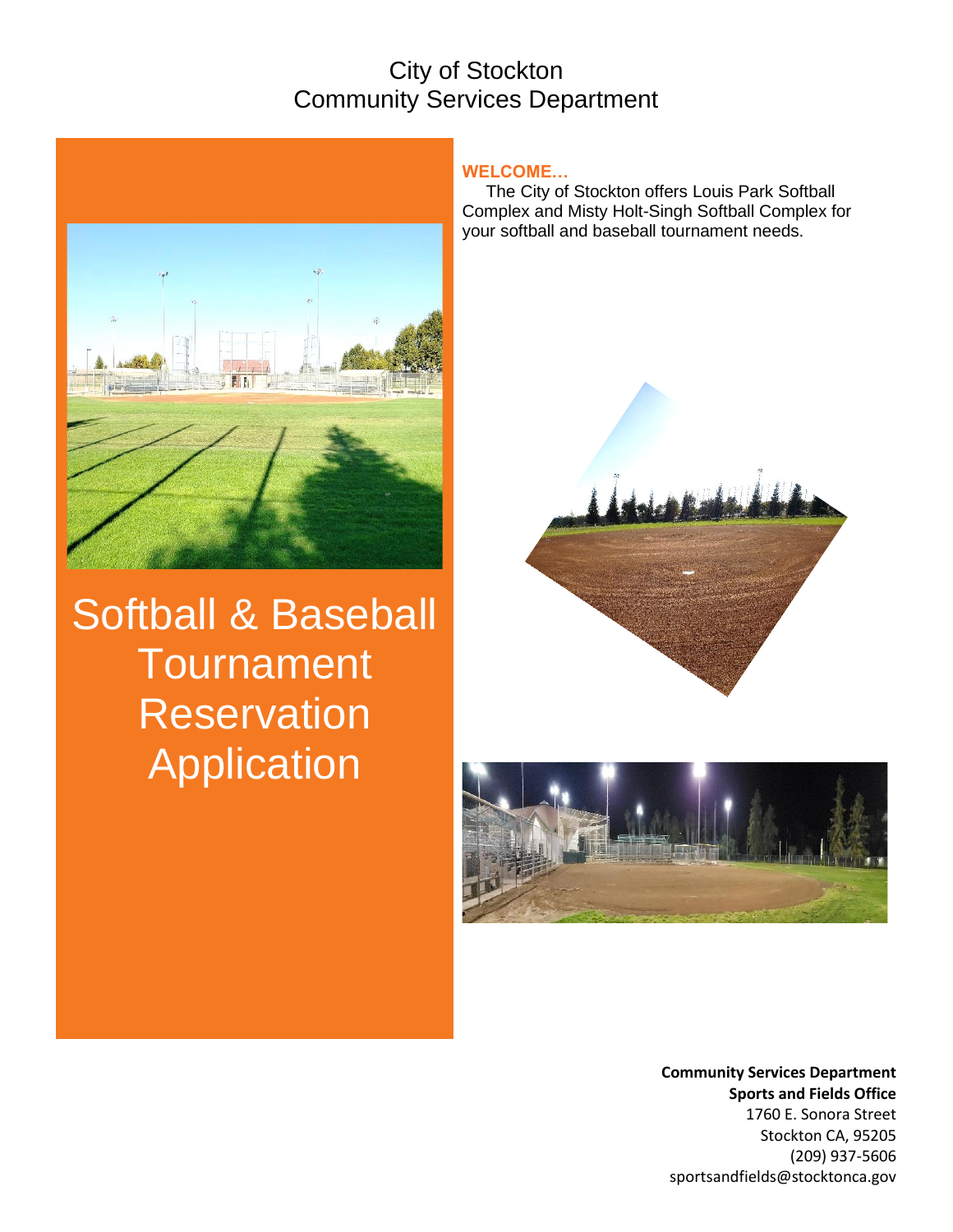City of Stockton
Community Services Department

# Softball & Baseball Tournament Reservation Application

**WELCOME…**

The City of Stockton offers Louis Park Softball Complex and Misty Holt-Singh Softball Complex for your softball and baseball tournament needs.

**Community Services Department**
**Sports and Fields Office**
1760 E. Sonora Street
Stockton CA, 95205
(209) 937-5606
sportsandfields@stocktonca.gov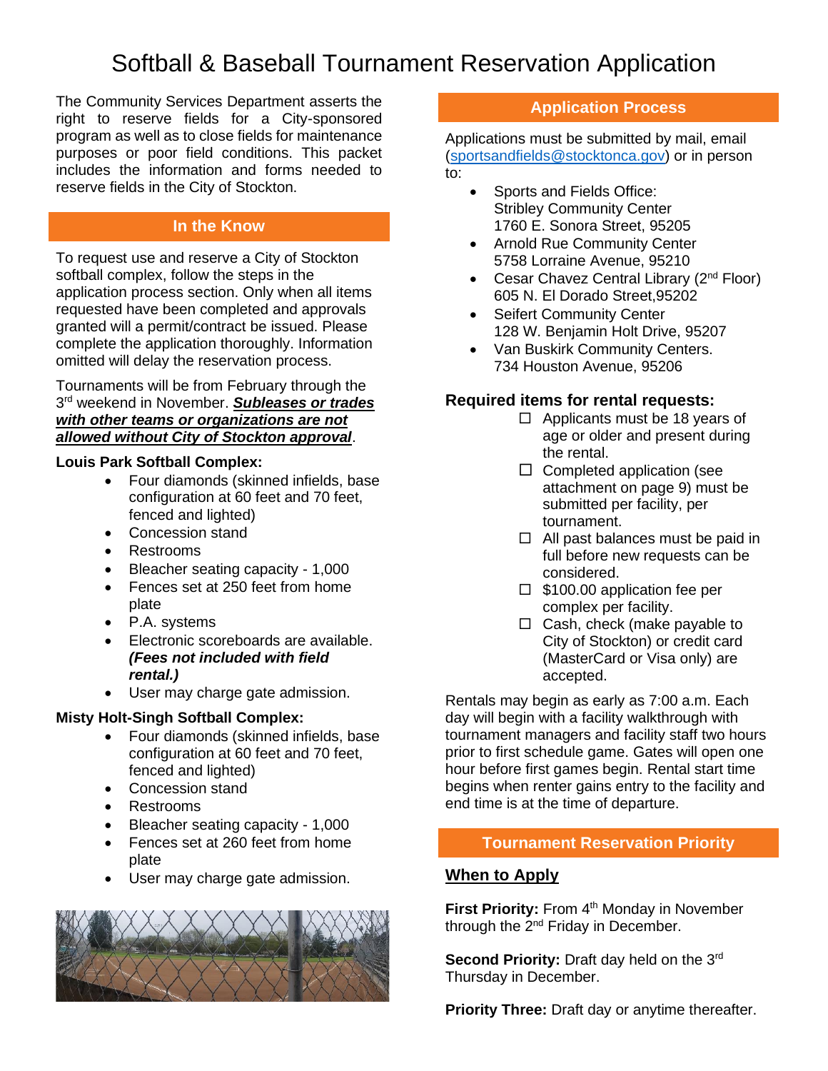# Softball & Baseball Tournament Reservation Application

The Community Services Department asserts the right to reserve fields for a City-sponsored program as well as to close fields for maintenance purposes or poor field conditions. This packet includes the information and forms needed to reserve fields in the City of Stockton.

## In the Know

To request use and reserve a City of Stockton softball complex, follow the steps in the application process section. Only when all items requested have been completed and approvals granted will a permit/contract be issued. Please complete the application thoroughly. Information omitted will delay the reservation process.

Tournaments will be from February through the 3rd weekend in November. ***Subleases or trades with other teams or organizations are not allowed without City of Stockton approval***.

**Louis Park Softball Complex:**

- Four diamonds (skinned infields, base configuration at 60 feet and 70 feet, fenced and lighted)
- Concession stand
- Restrooms
- Bleacher seating capacity - 1,000
- Fences set at 250 feet from home plate
- P.A. systems
- Electronic scoreboards are available. ***(Fees not included with field rental.)***
- User may charge gate admission.

**Misty Holt-Singh Softball Complex:**

- Four diamonds (skinned infields, base configuration at 60 feet and 70 feet, fenced and lighted)
- Concession stand
- Restrooms
- Bleacher seating capacity - 1,000
- Fences set at 260 feet from home plate
- User may charge gate admission.

## Application Process

Applications must be submitted by mail, email (sportsandfields@stocktonca.gov) or in person to:

- Sports and Fields Office: Stribley Community Center 1760 E. Sonora Street, 95205
- Arnold Rue Community Center 5758 Lorraine Avenue, 95210
- Cesar Chavez Central Library (2nd Floor) 605 N. El Dorado Street,95202
- Seifert Community Center 128 W. Benjamin Holt Drive, 95207
- Van Buskirk Community Centers. 734 Houston Avenue, 95206

### Required items for rental requests:

- ☐ Applicants must be 18 years of age or older and present during the rental.
- ☐ Completed application (see attachment on page 9) must be submitted per facility, per tournament.
- ☐ All past balances must be paid in full before new requests can be considered.
- ☐ $100.00 application fee per complex per facility.
- ☐ Cash, check (make payable to City of Stockton) or credit card (MasterCard or Visa only) are accepted.

Rentals may begin as early as 7:00 a.m. Each day will begin with a facility walkthrough with tournament managers and facility staff two hours prior to first schedule game. Gates will open one hour before first games begin. Rental start time begins when renter gains entry to the facility and end time is at the time of departure.

## Tournament Reservation Priority

**When to Apply**

**First Priority:** From 4th Monday in November through the 2nd Friday in December.

**Second Priority:** Draft day held on the 3rd Thursday in December.

**Priority Three:** Draft day or anytime thereafter.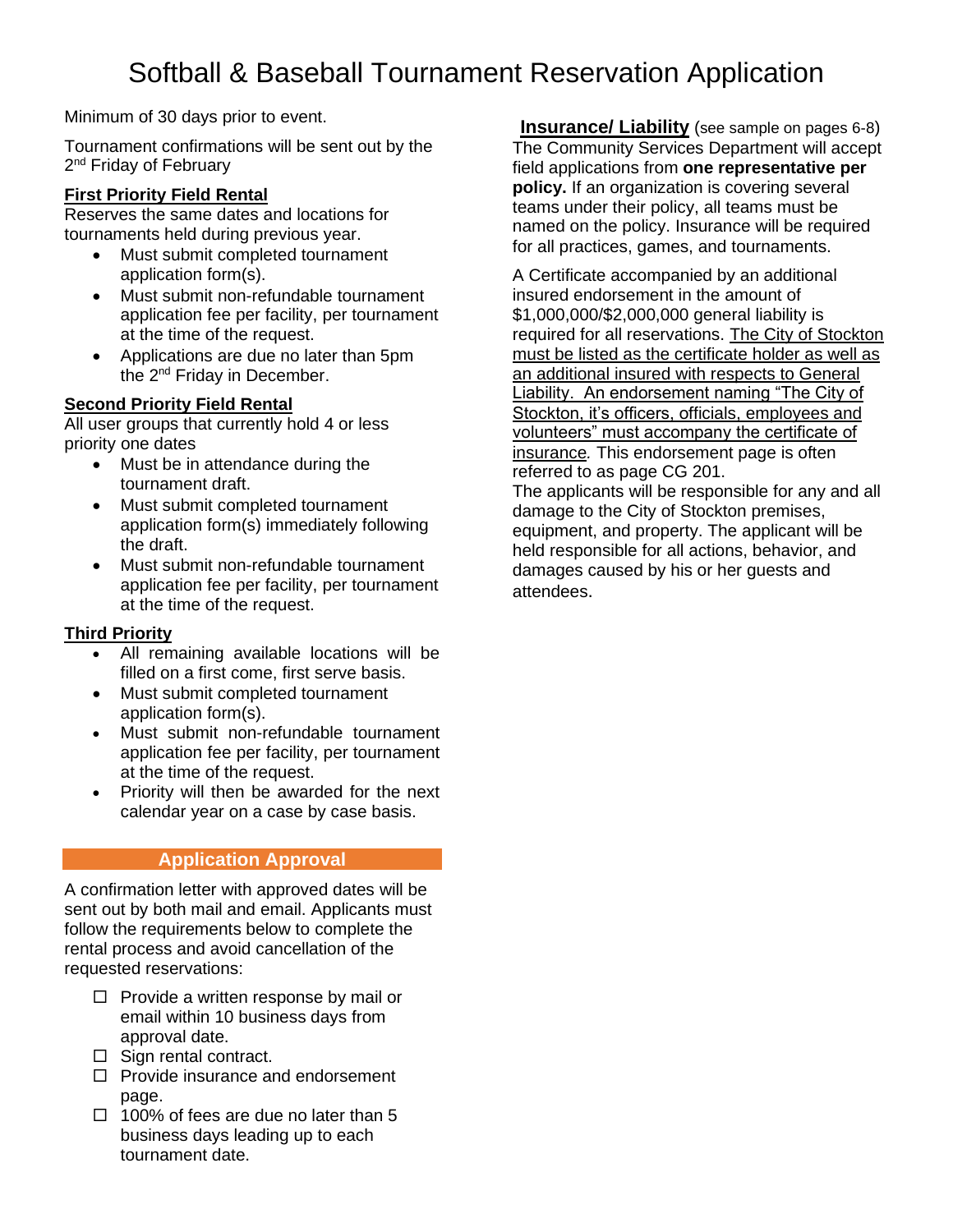# Softball & Baseball Tournament Reservation Application

Minimum of 30 days prior to event.

Tournament confirmations will be sent out by the 2nd Friday of February

**First Priority Field Rental**

Reserves the same dates and locations for tournaments held during previous year.

- Must submit completed tournament application form(s).
- Must submit non-refundable tournament application fee per facility, per tournament at the time of the request.
- Applications are due no later than 5pm the 2nd Friday in December.

**Second Priority Field Rental**

All user groups that currently hold 4 or less priority one dates

- Must be in attendance during the tournament draft.
- Must submit completed tournament application form(s) immediately following the draft.
- Must submit non-refundable tournament application fee per facility, per tournament at the time of the request.

**Third Priority**

- All remaining available locations will be filled on a first come, first serve basis.
- Must submit completed tournament application form(s).
- Must submit non-refundable tournament application fee per facility, per tournament at the time of the request.
- Priority will then be awarded for the next calendar year on a case by case basis.

## Application Approval

A confirmation letter with approved dates will be sent out by both mail and email. Applicants must follow the requirements below to complete the rental process and avoid cancellation of the requested reservations:

- ☐ Provide a written response by mail or email within 10 business days from approval date.
- ☐ Sign rental contract.
- ☐ Provide insurance and endorsement page.
- ☐ 100% of fees are due no later than 5 business days leading up to each tournament date.

**Insurance/ Liability** (see sample on pages 6-8)

The Community Services Department will accept field applications from **one representative per policy.** If an organization is covering several teams under their policy, all teams must be named on the policy. Insurance will be required for all practices, games, and tournaments.

A Certificate accompanied by an additional insured endorsement in the amount of $1,000,000/$2,000,000 general liability is required for all reservations. The City of Stockton must be listed as the certificate holder as well as an additional insured with respects to General Liability. An endorsement naming "The City of Stockton, it's officers, officials, employees and volunteers" must accompany the certificate of insurance*.* This endorsement page is often referred to as page CG 201.

The applicants will be responsible for any and all damage to the City of Stockton premises, equipment, and property. The applicant will be held responsible for all actions, behavior, and damages caused by his or her guests and attendees.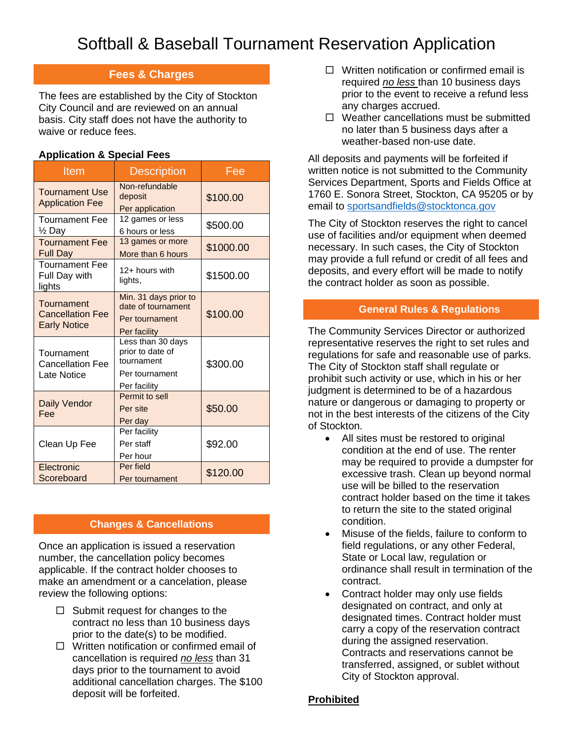# Softball & Baseball Tournament Reservation Application

## Fees & Charges

The fees are established by the City of Stockton City Council and are reviewed on an annual basis. City staff does not have the authority to waive or reduce fees.

**Application & Special Fees**

| Item | Description | Fee |
|---|---|---|
| Tournament Use Application Fee | Non-refundable deposit<br>Per application | $100.00 |
| Tournament Fee ½ Day | 12 games or less<br>6 hours or less | $500.00 |
| Tournament Fee Full Day | 13 games or more<br>More than 6 hours | $1000.00 |
| Tournament Fee Full Day with lights | 12+ hours with lights, | $1500.00 |
| Tournament Cancellation Fee Early Notice | Min. 31 days prior to date of tournament<br>Per tournament<br>Per facility | $100.00 |
| Tournament Cancellation Fee Late Notice | Less than 30 days prior to date of tournament<br>Per tournament<br>Per facility | $300.00 |
| Daily Vendor Fee | Permit to sell<br>Per site<br>Per day | $50.00 |
| Clean Up Fee | Per facility<br>Per staff<br>Per hour | $92.00 |
| Electronic Scoreboard | Per field<br>Per tournament | $120.00 |

## Changes & Cancellations

Once an application is issued a reservation number, the cancellation policy becomes applicable. If the contract holder chooses to make an amendment or a cancelation, please review the following options:

- ☐ Submit request for changes to the contract no less than 10 business days prior to the date(s) to be modified.
- ☐ Written notification or confirmed email of cancellation is required *no less* than 31 days prior to the tournament to avoid additional cancellation charges. The $100 deposit will be forfeited.
- ☐ Written notification or confirmed email is required *no less* than 10 business days prior to the event to receive a refund less any charges accrued.
- ☐ Weather cancellations must be submitted no later than 5 business days after a weather-based non-use date.

All deposits and payments will be forfeited if written notice is not submitted to the Community Services Department, Sports and Fields Office at 1760 E. Sonora Street, Stockton, CA 95205 or by email to sportsandfields@stocktonca.gov

The City of Stockton reserves the right to cancel use of facilities and/or equipment when deemed necessary. In such cases, the City of Stockton may provide a full refund or credit of all fees and deposits, and every effort will be made to notify the contract holder as soon as possible.

## General Rules & Regulations

The Community Services Director or authorized representative reserves the right to set rules and regulations for safe and reasonable use of parks. The City of Stockton staff shall regulate or prohibit such activity or use, which in his or her judgment is determined to be of a hazardous nature or dangerous or damaging to property or not in the best interests of the citizens of the City of Stockton.

- All sites must be restored to original condition at the end of use. The renter may be required to provide a dumpster for excessive trash. Clean up beyond normal use will be billed to the reservation contract holder based on the time it takes to return the site to the stated original condition.
- Misuse of the fields, failure to conform to field regulations, or any other Federal, State or Local law, regulation or ordinance shall result in termination of the contract.
- Contract holder may only use fields designated on contract, and only at designated times. Contract holder must carry a copy of the reservation contract during the assigned reservation. Contracts and reservations cannot be transferred, assigned, or sublet without City of Stockton approval.

**Prohibited**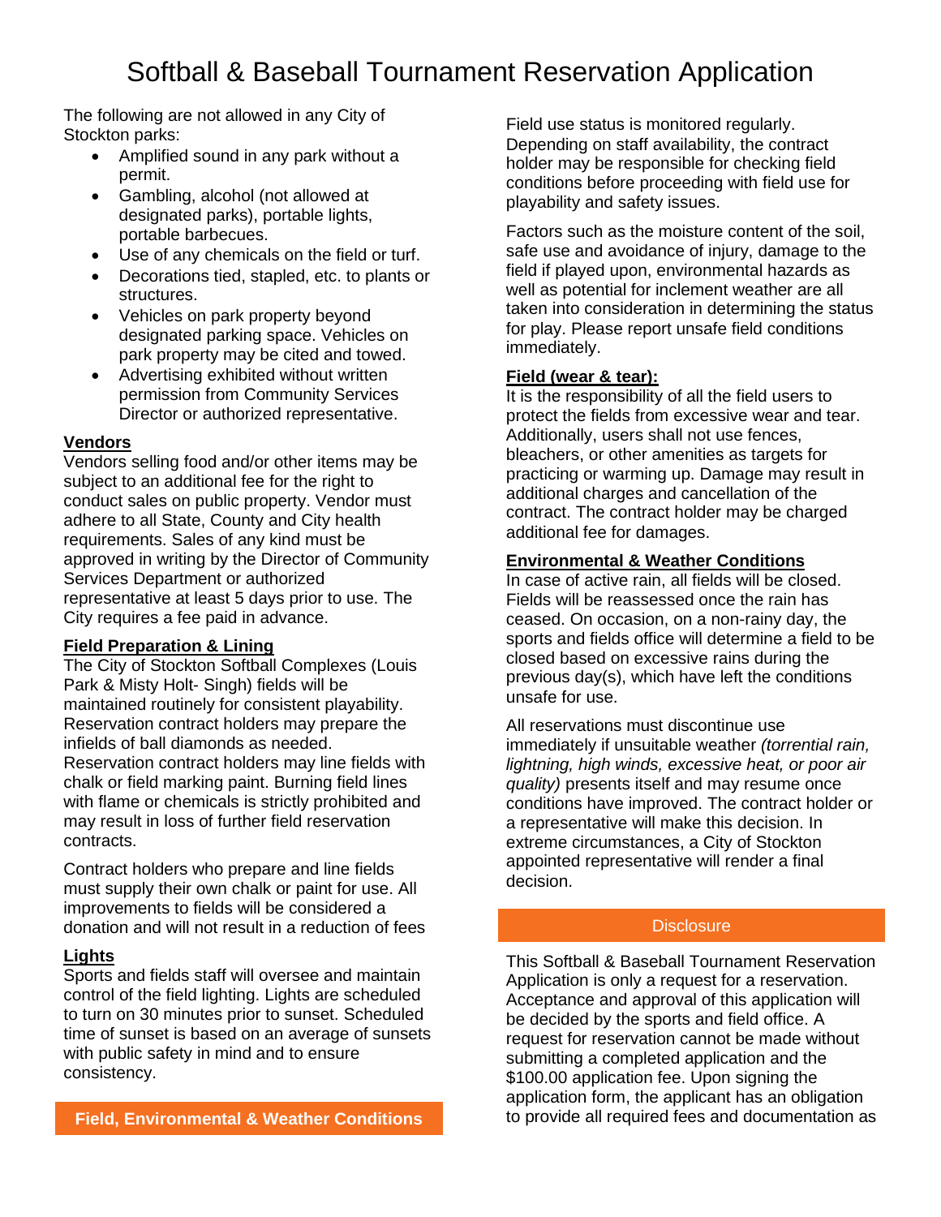# Softball & Baseball Tournament Reservation Application

The following are not allowed in any City of Stockton parks:

- Amplified sound in any park without a permit.
- Gambling, alcohol (not allowed at designated parks), portable lights, portable barbecues.
- Use of any chemicals on the field or turf.
- Decorations tied, stapled, etc. to plants or structures.
- Vehicles on park property beyond designated parking space. Vehicles on park property may be cited and towed.
- Advertising exhibited without written permission from Community Services Director or authorized representative.

**Vendors**

Vendors selling food and/or other items may be subject to an additional fee for the right to conduct sales on public property. Vendor must adhere to all State, County and City health requirements. Sales of any kind must be approved in writing by the Director of Community Services Department or authorized representative at least 5 days prior to use. The City requires a fee paid in advance.

**Field Preparation & Lining**

The City of Stockton Softball Complexes (Louis Park & Misty Holt- Singh) fields will be maintained routinely for consistent playability. Reservation contract holders may prepare the infields of ball diamonds as needed. Reservation contract holders may line fields with chalk or field marking paint. Burning field lines with flame or chemicals is strictly prohibited and may result in loss of further field reservation contracts.

Contract holders who prepare and line fields must supply their own chalk or paint for use. All improvements to fields will be considered a donation and will not result in a reduction of fees

**Lights**

Sports and fields staff will oversee and maintain control of the field lighting. Lights are scheduled to turn on 30 minutes prior to sunset. Scheduled time of sunset is based on an average of sunsets with public safety in mind and to ensure consistency.

## Field, Environmental & Weather Conditions

Field use status is monitored regularly. Depending on staff availability, the contract holder may be responsible for checking field conditions before proceeding with field use for playability and safety issues.

Factors such as the moisture content of the soil, safe use and avoidance of injury, damage to the field if played upon, environmental hazards as well as potential for inclement weather are all taken into consideration in determining the status for play. Please report unsafe field conditions immediately.

**Field (wear & tear):**

It is the responsibility of all the field users to protect the fields from excessive wear and tear. Additionally, users shall not use fences, bleachers, or other amenities as targets for practicing or warming up. Damage may result in additional charges and cancellation of the contract. The contract holder may be charged additional fee for damages.

**Environmental & Weather Conditions**

In case of active rain, all fields will be closed. Fields will be reassessed once the rain has ceased. On occasion, on a non-rainy day, the sports and fields office will determine a field to be closed based on excessive rains during the previous day(s), which have left the conditions unsafe for use.

All reservations must discontinue use immediately if unsuitable weather *(torrential rain, lightning, high winds, excessive heat, or poor air quality)* presents itself and may resume once conditions have improved. The contract holder or a representative will make this decision. In extreme circumstances, a City of Stockton appointed representative will render a final decision.

## Disclosure

This Softball & Baseball Tournament Reservation Application is only a request for a reservation. Acceptance and approval of this application will be decided by the sports and field office. A request for reservation cannot be made without submitting a completed application and the $100.00 application fee. Upon signing the application form, the applicant has an obligation to provide all required fees and documentation as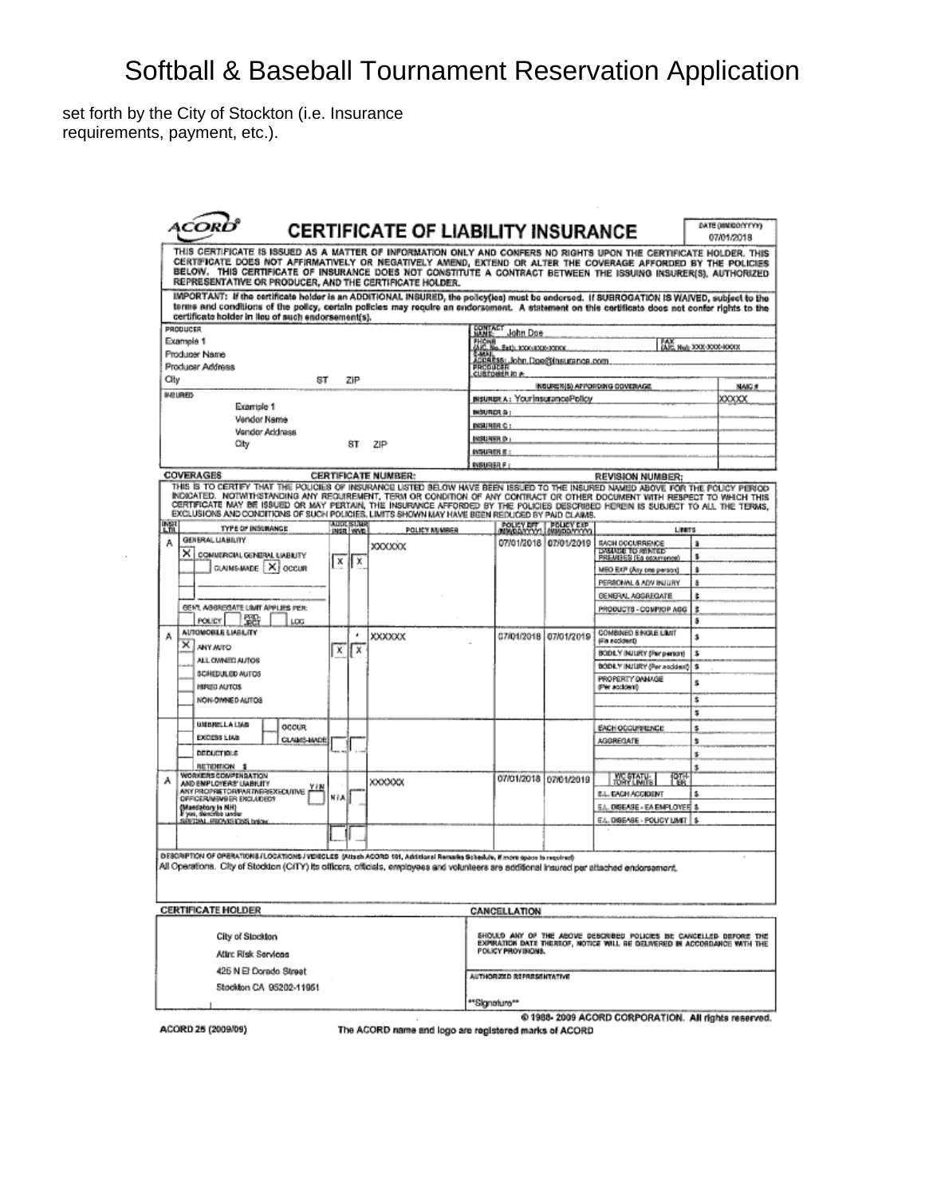# Softball & Baseball Tournament Reservation Application

set forth by the City of Stockton (i.e. Insurance requirements, payment, etc.).

**ACORD** **CERTIFICATE OF LIABILITY INSURANCE**

DATE (MM/DD/YYYY) 07/01/2018

THIS CERTIFICATE IS ISSUED AS A MATTER OF INFORMATION ONLY AND CONFERS NO RIGHTS UPON THE CERTIFICATE HOLDER. THIS CERTIFICATE DOES NOT AFFIRMATIVELY OR NEGATIVELY AMEND, EXTEND OR ALTER THE COVERAGE AFFORDED BY THE POLICIES BELOW. THIS CERTIFICATE OF INSURANCE DOES NOT CONSTITUTE A CONTRACT BETWEEN THE ISSUING INSURER(S), AUTHORIZED REPRESENTATIVE OR PRODUCER, AND THE CERTIFICATE HOLDER.

IMPORTANT: If the certificate holder is an ADDITIONAL INSURED, the policy(ies) must be endorsed. If SUBROGATION IS WAIVED, subject to the terms and conditions of the policy, certain policies may require an endorsement. A statement on this certificate does not confer rights to the certificate holder in lieu of such endorsement(s).

| PRODUCER | |
|---|---|
| Example 1<br>Producer Name<br>Producer Address<br>City ST ZIP | CONTACT NAME: John Doe<br>PHONE (A/C, No, Ext): XXX-XXX-XXXX FAX (A/C, No): XXX-XXX-XXXX<br>E-MAIL ADDRESS: John.Doe@Insurance.com<br>PRODUCER CUSTOMER ID #: |

| INSURED | INSURER(S) AFFORDING COVERAGE | NAIC # |
|---|---|---|
| Example 1<br>Vendor Name<br>Vendor Address<br>City ST ZIP | INSURER A: YourInsurancePolicy | XXXXX |
| | INSURER B: | |
| | INSURER C: | |
| | INSURER D: | |
| | INSURER E: | |
| | INSURER F: | |

**COVERAGES** CERTIFICATE NUMBER: REVISION NUMBER:

THIS IS TO CERTIFY THAT THE POLICIES OF INSURANCE LISTED BELOW HAVE BEEN ISSUED TO THE INSURED NAMED ABOVE FOR THE POLICY PERIOD INDICATED. NOTWITHSTANDING ANY REQUIREMENT, TERM OR CONDITION OF ANY CONTRACT OR OTHER DOCUMENT WITH RESPECT TO WHICH THIS CERTIFICATE MAY BE ISSUED OR MAY PERTAIN, THE INSURANCE AFFORDED BY THE POLICIES DESCRIBED HEREIN IS SUBJECT TO ALL THE TERMS, EXCLUSIONS AND CONDITIONS OF SUCH POLICIES. LIMITS SHOWN MAY HAVE BEEN REDUCED BY PAID CLAIMS.

| INSR LTR | TYPE OF INSURANCE | ADDL INSR | SUBR WVD | POLICY NUMBER | POLICY EFF (MM/DD/YYYY) | POLICY EXP (MM/DD/YYYY) | LIMITS | |
|---|---|---|---|---|---|---|---|---|
| A | GENERAL LIABILITY<br>X COMMERCIAL GENERAL LIABILITY<br>CLAIMS-MADE X OCCUR<br>GEN'L AGGREGATE LIMIT APPLIES PER: POLICY PRO-JECT LOC | X | X | XXXXXX | 07/01/2018 | 07/01/2019 | EACH OCCURRENCE | $ |
| | | | | | | | DAMAGE TO RENTED PREMISES (Ea occurrence) | $ |
| | | | | | | | MED EXP (Any one person) | $ |
| | | | | | | | PERSONAL & ADV INJURY | $ |
| | | | | | | | GENERAL AGGREGATE | $ |
| | | | | | | | PRODUCTS - COMP/OP AGG | $ |
| | | | | | | | | $ |
| A | AUTOMOBILE LIABILITY<br>X ANY AUTO<br>ALL OWNED AUTOS<br>SCHEDULED AUTOS<br>HIRED AUTOS<br>NON-OWNED AUTOS | X | X | XXXXXX | 07/01/2018 | 07/01/2019 | COMBINED SINGLE LIMIT (Ea accident) | $ |
| | | | | | | | BODILY INJURY (Per person) | $ |
| | | | | | | | BODILY INJURY (Per accident) | $ |
| | | | | | | | PROPERTY DAMAGE (Per accident) | $ |
| | | | | | | | | $ |
| | | | | | | | | $ |
| | UMBRELLA LIAB OCCUR<br>EXCESS LIAB CLAIMS-MADE<br>DEDUCTIBLE<br>RETENTION $ | | | | | | EACH OCCURRENCE | $ |
| | | | | | | | AGGREGATE | $ |
| | | | | | | | | $ |
| | | | | | | | | $ |
| A | WORKERS COMPENSATION AND EMPLOYERS' LIABILITY Y/N<br>ANY PROPRIETOR/PARTNER/EXECUTIVE OFFICER/MEMBER EXCLUDED?<br>(Mandatory in NH)<br>If yes, describe under SPECIAL PROVISIONS below | N/A | | XXXXXX | 07/01/2018 | 07/01/2019 | WC STATU-TORY LIMITS / OTH-ER | |
| | | | | | | | E.L. EACH ACCIDENT | $ |
| | | | | | | | E.L. DISEASE - EA EMPLOYEE | $ |
| | | | | | | | E.L. DISEASE - POLICY LIMIT | $ |

DESCRIPTION OF OPERATIONS / LOCATIONS / VEHICLES (Attach ACORD 101, Additional Remarks Schedule, if more space is required)

All Operations. City of Stockton (CITY) its officers, officials, employees and volunteers are additional insured per attached endorsement.

| CERTIFICATE HOLDER | CANCELLATION |
|---|---|
| City of Stockton<br>Attn: Risk Services<br>425 N El Dorado Street<br>Stockton CA 95202-11951 | SHOULD ANY OF THE ABOVE DESCRIBED POLICIES BE CANCELLED BEFORE THE EXPIRATION DATE THEREOF, NOTICE WILL BE DELIVERED IN ACCORDANCE WITH THE POLICY PROVISIONS.<br><br>AUTHORIZED REPRESENTATIVE<br>\*\*Signature\*\* |

© 1988-2009 ACORD CORPORATION. All rights reserved.

ACORD 25 (2009/09) The ACORD name and logo are registered marks of ACORD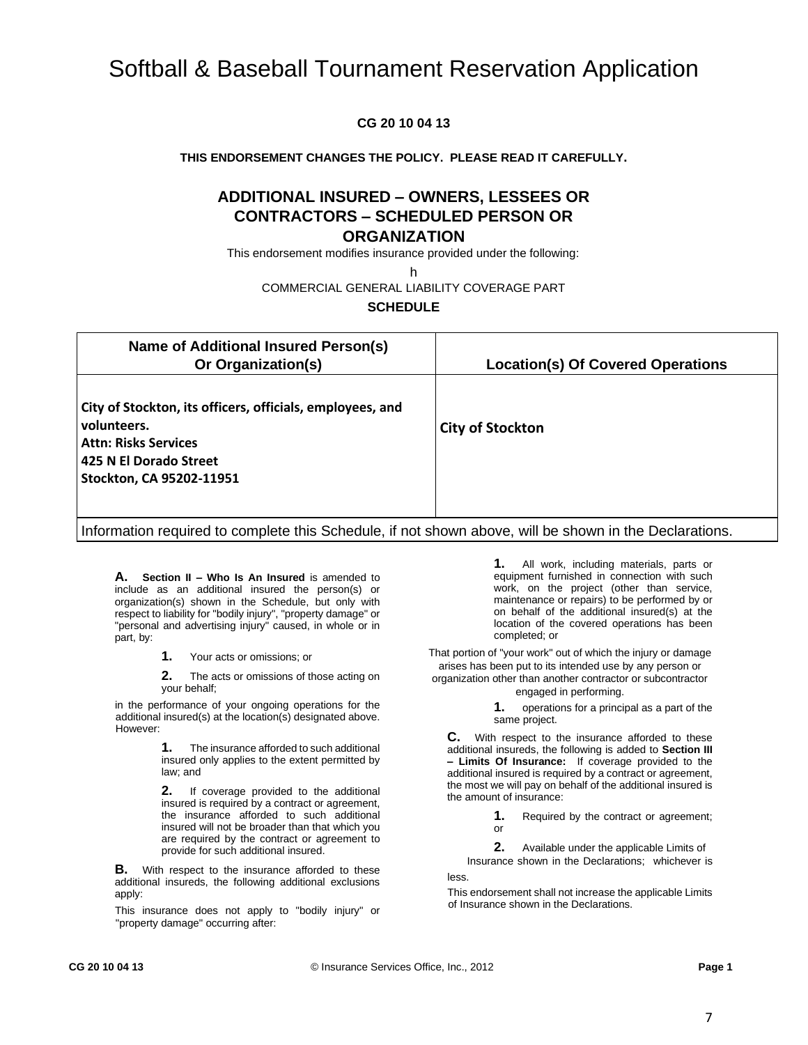# Softball & Baseball Tournament Reservation Application

**CG 20 10 04 13**

**THIS ENDORSEMENT CHANGES THE POLICY. PLEASE READ IT CAREFULLY.**

## ADDITIONAL INSURED – OWNERS, LESSEES OR CONTRACTORS – SCHEDULED PERSON OR ORGANIZATION

This endorsement modifies insurance provided under the following:

h

COMMERCIAL GENERAL LIABILITY COVERAGE PART

**SCHEDULE**

| Name of Additional Insured Person(s) Or Organization(s) | Location(s) Of Covered Operations |
|---|---|
| **City of Stockton, its officers, officials, employees, and volunteers.**<br>**Attn: Risks Services**<br>**425 N El Dorado Street**<br>**Stockton, CA 95202-11951** | **City of Stockton** |

Information required to complete this Schedule, if not shown above, will be shown in the Declarations.

**A. Section II – Who Is An Insured** is amended to include as an additional insured the person(s) or organization(s) shown in the Schedule, but only with respect to liability for "bodily injury", "property damage" or "personal and advertising injury" caused, in whole or in part, by:

**1.** Your acts or omissions; or

**2.** The acts or omissions of those acting on your behalf;

in the performance of your ongoing operations for the additional insured(s) at the location(s) designated above. However:

**1.** The insurance afforded to such additional insured only applies to the extent permitted by law; and

**2.** If coverage provided to the additional insured is required by a contract or agreement, the insurance afforded to such additional insured will not be broader than that which you are required by the contract or agreement to provide for such additional insured.

**B.** With respect to the insurance afforded to these additional insureds, the following additional exclusions apply:

This insurance does not apply to "bodily injury" or "property damage" occurring after:

**1.** All work, including materials, parts or equipment furnished in connection with such work, on the project (other than service, maintenance or repairs) to be performed by or on behalf of the additional insured(s) at the location of the covered operations has been completed; or

That portion of "your work" out of which the injury or damage arises has been put to its intended use by any person or organization other than another contractor or subcontractor engaged in performing.

**1.** operations for a principal as a part of the same project.

**C.** With respect to the insurance afforded to these additional insureds, the following is added to **Section III – Limits Of Insurance:** If coverage provided to the additional insured is required by a contract or agreement, the most we will pay on behalf of the additional insured is the amount of insurance:

**1.** Required by the contract or agreement; or

**2.** Available under the applicable Limits of Insurance shown in the Declarations; whichever is less.

This endorsement shall not increase the applicable Limits of Insurance shown in the Declarations.

CG 20 10 04 13 © Insurance Services Office, Inc., 2012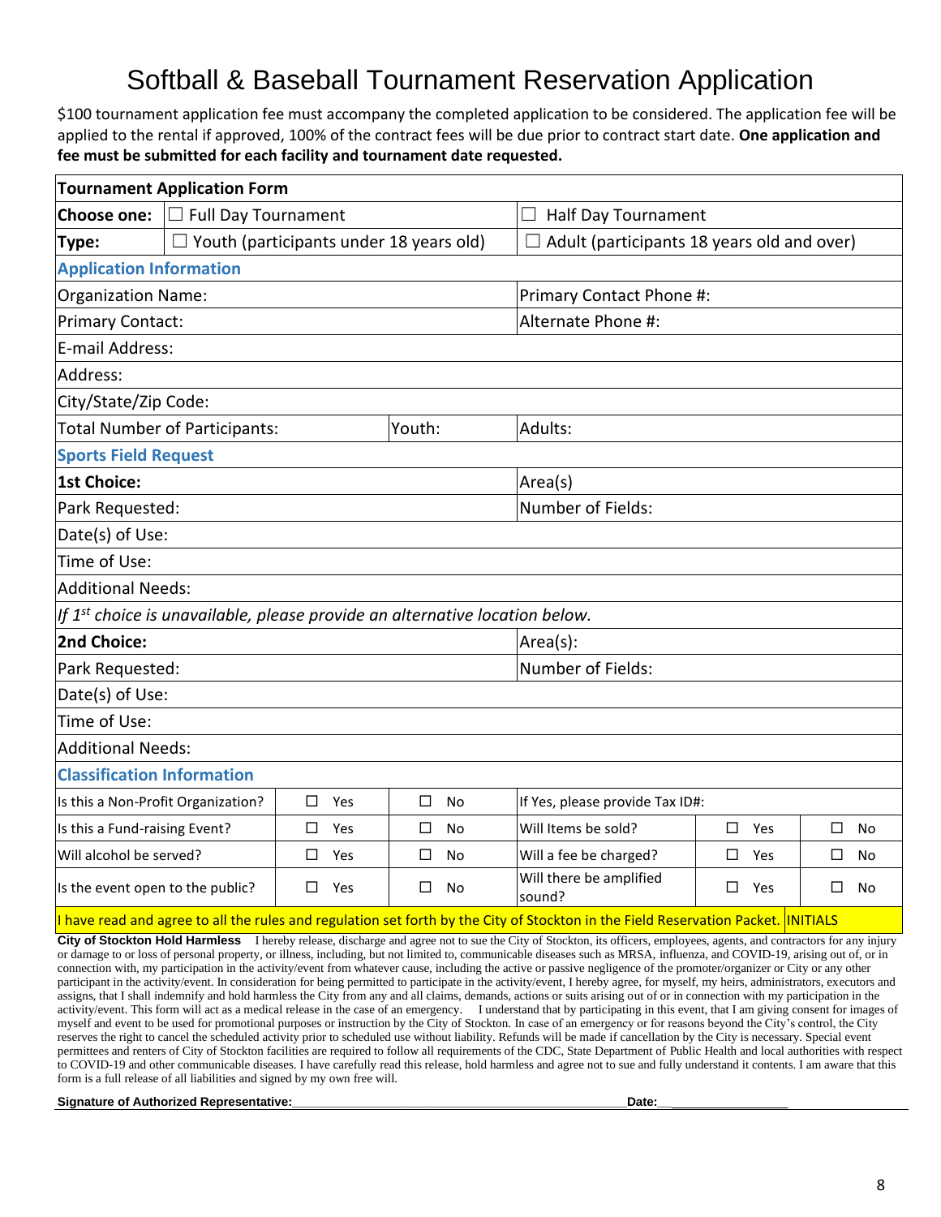# Softball & Baseball Tournament Reservation Application

$100 tournament application fee must accompany the completed application to be considered. The application fee will be applied to the rental if approved, 100% of the contract fees will be due prior to contract start date. **One application and fee must be submitted for each facility and tournament date requested.**

| **Tournament Application Form** | | | | | |
|---|---|---|---|---|---|
| **Choose one:** | ☐ Full Day Tournament | | ☐ Half Day Tournament | | |
| **Type:** | ☐ Youth (participants under 18 years old) | | ☐ Adult (participants 18 years old and over) | | |
| **Application Information** | | | | | |
| Organization Name: | | | Primary Contact Phone #: | | |
| Primary Contact: | | | Alternate Phone #: | | |
| E-mail Address: | | | | | |
| Address: | | | | | |
| City/State/Zip Code: | | | | | |
| Total Number of Participants: | | Youth: | Adults: | | |
| **Sports Field Request** | | | | | |
| **1st Choice:** | | | Area(s) | | |
| Park Requested: | | | Number of Fields: | | |
| Date(s) of Use: | | | | | |
| Time of Use: | | | | | |
| Additional Needs: | | | | | |
| *If 1st choice is unavailable, please provide an alternative location below.* | | | | | |
| **2nd Choice:** | | | Area(s): | | |
| Park Requested: | | | Number of Fields: | | |
| Date(s) of Use: | | | | | |
| Time of Use: | | | | | |
| Additional Needs: | | | | | |
| **Classification Information** | | | | | |
| Is this a Non-Profit Organization? | ☐ Yes | ☐ No | If Yes, please provide Tax ID#: | | |
| Is this a Fund-raising Event? | ☐ Yes | ☐ No | Will Items be sold? | ☐ Yes | ☐ No |
| Will alcohol be served? | ☐ Yes | ☐ No | Will a fee be charged? | ☐ Yes | ☐ No |
| Is the event open to the public? | ☐ Yes | ☐ No | Will there be amplified sound? | ☐ Yes | ☐ No |
| I have read and agree to all the rules and regulation set forth by the City of Stockton in the Field Reservation Packet. INITIALS | | | | | |

**City of Stockton Hold Harmless** I hereby release, discharge and agree not to sue the City of Stockton, its officers, employees, agents, and contractors for any injury or damage to or loss of personal property, or illness, including, but not limited to, communicable diseases such as MRSA, influenza, and COVID-19, arising out of, or in connection with, my participation in the activity/event from whatever cause, including the active or passive negligence of the promoter/organizer or City or any other participant in the activity/event. In consideration for being permitted to participate in the activity/event, I hereby agree, for myself, my heirs, administrators, executors and assigns, that I shall indemnify and hold harmless the City from any and all claims, demands, actions or suits arising out of or in connection with my participation in the activity/event. This form will act as a medical release in the case of an emergency. I understand that by participating in this event, that I am giving consent for images of myself and event to be used for promotional purposes or instruction by the City of Stockton. In case of an emergency or for reasons beyond the City's control, the City reserves the right to cancel the scheduled activity prior to scheduled use without liability. Refunds will be made if cancellation by the City is necessary. Special event permittees and renters of City of Stockton facilities are required to follow all requirements of the CDC, State Department of Public Health and local authorities with respect to COVID-19 and other communicable diseases. I have carefully read this release, hold harmless and agree not to sue and fully understand it contents. I am aware that this form is a full release of all liabilities and signed by my own free will.

**Signature of Authorized Representative:**\_\_\_\_\_\_\_\_\_\_\_\_\_\_\_\_\_\_\_\_\_\_\_\_\_\_\_\_\_\_\_\_\_\_\_\_\_\_\_\_ **Date:**\_\_\_\_\_\_\_\_\_\_\_\_\_\_\_\_